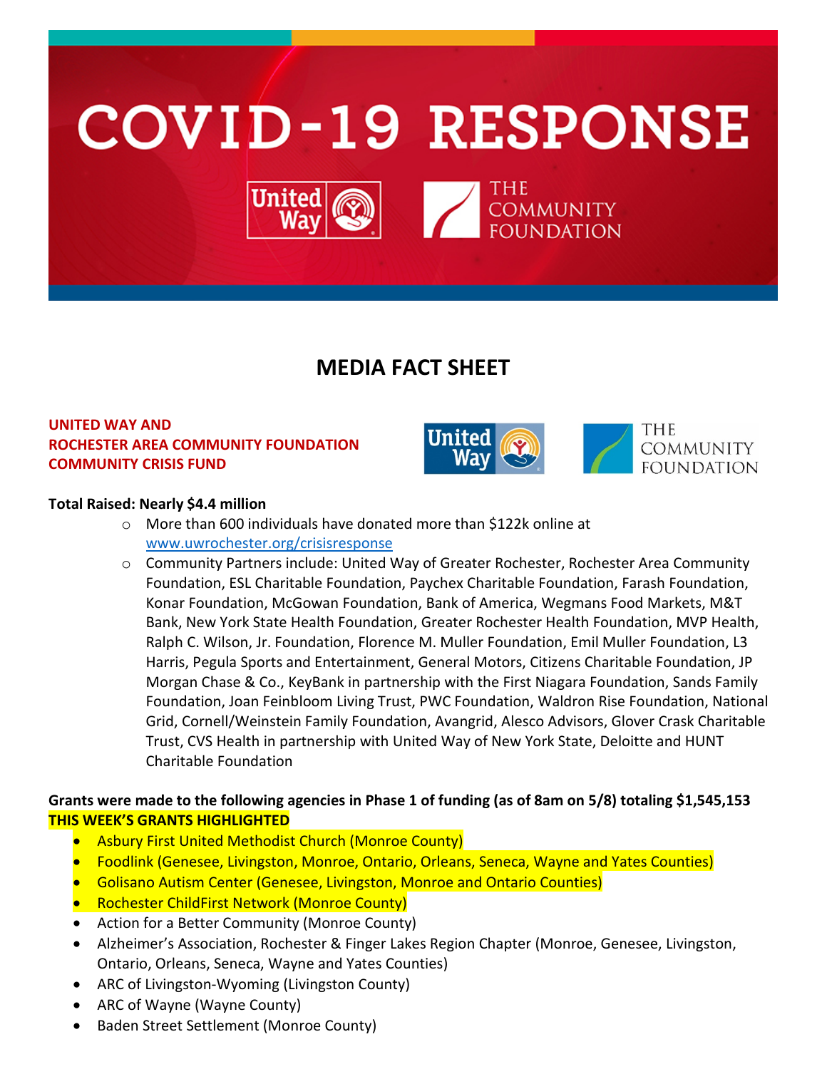# COVID-19 RESPONSE

## MEDIA FACT SHEET

**UNITED WAY AND**
**ROCHESTER AREA COMMUNITY FOUNDATION**
**COMMUNITY CRISIS FUND**

**Total Raised: Nearly $4.4 million**

- More than 600 individuals have donated more than $122k online at [www.uwrochester.org/crisisresponse](www.uwrochester.org/crisisresponse)
- Community Partners include: United Way of Greater Rochester, Rochester Area Community Foundation, ESL Charitable Foundation, Paychex Charitable Foundation, Farash Foundation, Konar Foundation, McGowan Foundation, Bank of America, Wegmans Food Markets, M&T Bank, New York State Health Foundation, Greater Rochester Health Foundation, MVP Health, Ralph C. Wilson, Jr. Foundation, Florence M. Muller Foundation, Emil Muller Foundation, L3 Harris, Pegula Sports and Entertainment, General Motors, Citizens Charitable Foundation, JP Morgan Chase & Co., KeyBank in partnership with the First Niagara Foundation, Sands Family Foundation, Joan Feinbloom Living Trust, PWC Foundation, Waldron Rise Foundation, National Grid, Cornell/Weinstein Family Foundation, Avangrid, Alesco Advisors, Glover Crask Charitable Trust, CVS Health in partnership with United Way of New York State, Deloitte and HUNT Charitable Foundation

**Grants were made to the following agencies in Phase 1 of funding (as of 8am on 5/8) totaling $1,545,153**
**THIS WEEK'S GRANTS HIGHLIGHTED**

- Asbury First United Methodist Church (Monroe County)
- Foodlink (Genesee, Livingston, Monroe, Ontario, Orleans, Seneca, Wayne and Yates Counties)
- Golisano Autism Center (Genesee, Livingston, Monroe and Ontario Counties)
- Rochester ChildFirst Network (Monroe County)
- Action for a Better Community (Monroe County)
- Alzheimer's Association, Rochester & Finger Lakes Region Chapter (Monroe, Genesee, Livingston, Ontario, Orleans, Seneca, Wayne and Yates Counties)
- ARC of Livingston-Wyoming (Livingston County)
- ARC of Wayne (Wayne County)
- Baden Street Settlement (Monroe County)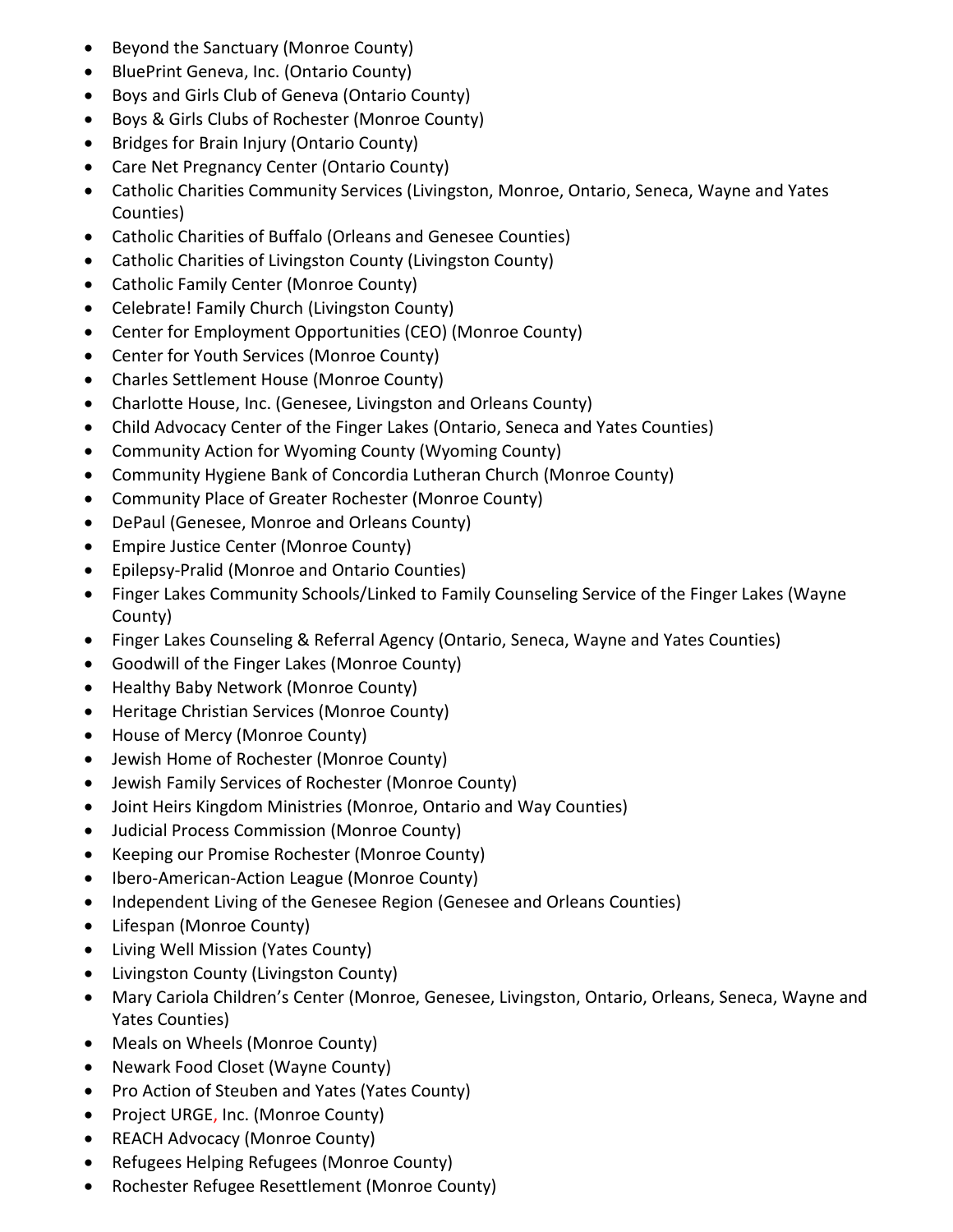- Beyond the Sanctuary (Monroe County)
- BluePrint Geneva, Inc. (Ontario County)
- Boys and Girls Club of Geneva (Ontario County)
- Boys & Girls Clubs of Rochester (Monroe County)
- Bridges for Brain Injury (Ontario County)
- Care Net Pregnancy Center (Ontario County)
- Catholic Charities Community Services (Livingston, Monroe, Ontario, Seneca, Wayne and Yates Counties)
- Catholic Charities of Buffalo (Orleans and Genesee Counties)
- Catholic Charities of Livingston County (Livingston County)
- Catholic Family Center (Monroe County)
- Celebrate! Family Church (Livingston County)
- Center for Employment Opportunities (CEO) (Monroe County)
- Center for Youth Services (Monroe County)
- Charles Settlement House (Monroe County)
- Charlotte House, Inc. (Genesee, Livingston and Orleans County)
- Child Advocacy Center of the Finger Lakes (Ontario, Seneca and Yates Counties)
- Community Action for Wyoming County (Wyoming County)
- Community Hygiene Bank of Concordia Lutheran Church (Monroe County)
- Community Place of Greater Rochester (Monroe County)
- DePaul (Genesee, Monroe and Orleans County)
- Empire Justice Center (Monroe County)
- Epilepsy-Pralid (Monroe and Ontario Counties)
- Finger Lakes Community Schools/Linked to Family Counseling Service of the Finger Lakes (Wayne County)
- Finger Lakes Counseling & Referral Agency (Ontario, Seneca, Wayne and Yates Counties)
- Goodwill of the Finger Lakes (Monroe County)
- Healthy Baby Network (Monroe County)
- Heritage Christian Services (Monroe County)
- House of Mercy (Monroe County)
- Jewish Home of Rochester (Monroe County)
- Jewish Family Services of Rochester (Monroe County)
- Joint Heirs Kingdom Ministries (Monroe, Ontario and Way Counties)
- Judicial Process Commission (Monroe County)
- Keeping our Promise Rochester (Monroe County)
- Ibero-American-Action League (Monroe County)
- Independent Living of the Genesee Region (Genesee and Orleans Counties)
- Lifespan (Monroe County)
- Living Well Mission (Yates County)
- Livingston County (Livingston County)
- Mary Cariola Children's Center (Monroe, Genesee, Livingston, Ontario, Orleans, Seneca, Wayne and Yates Counties)
- Meals on Wheels (Monroe County)
- Newark Food Closet (Wayne County)
- Pro Action of Steuben and Yates (Yates County)
- Project URGE, Inc. (Monroe County)
- REACH Advocacy (Monroe County)
- Refugees Helping Refugees (Monroe County)
- Rochester Refugee Resettlement (Monroe County)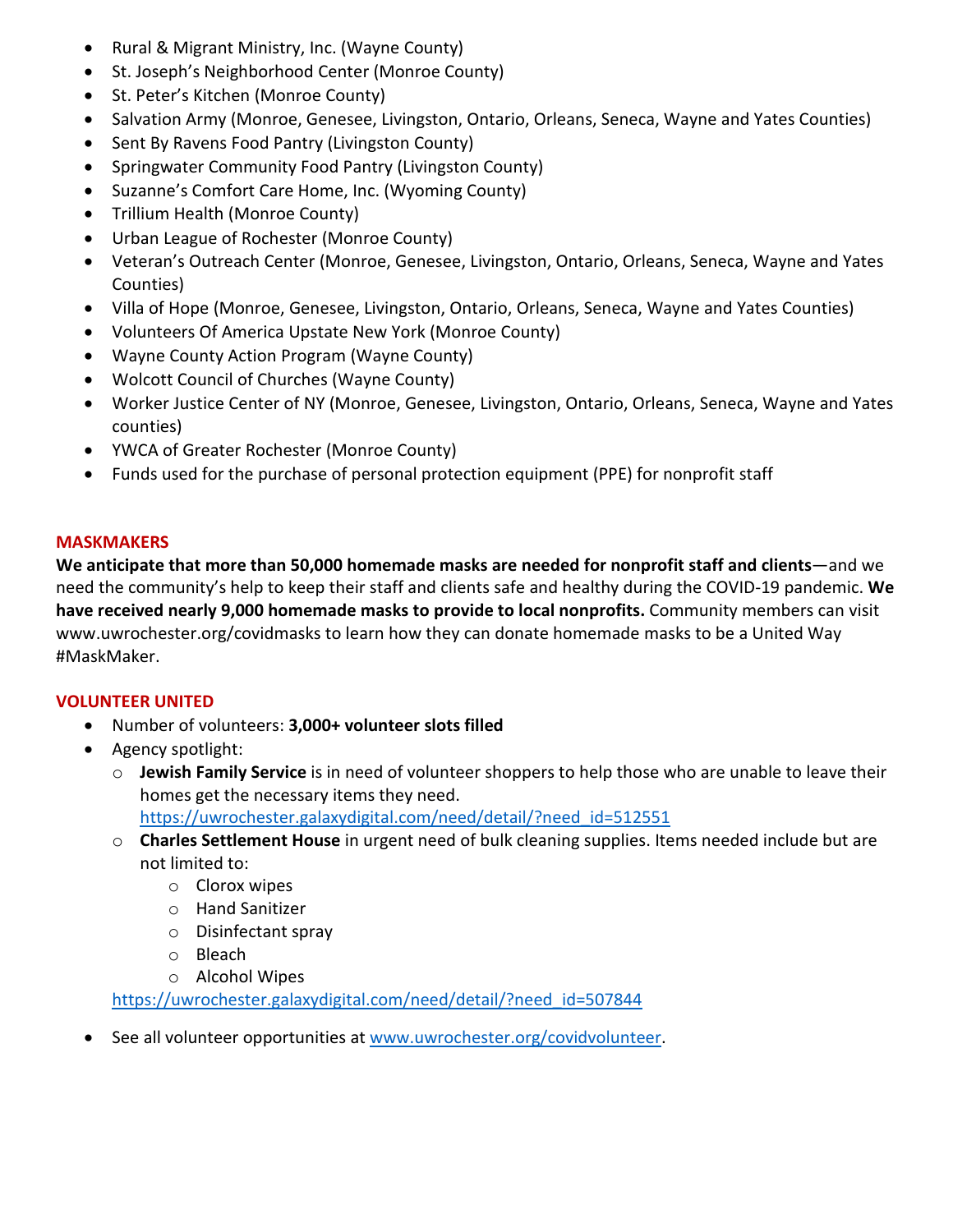- Rural & Migrant Ministry, Inc. (Wayne County)
- St. Joseph's Neighborhood Center (Monroe County)
- St. Peter's Kitchen (Monroe County)
- Salvation Army (Monroe, Genesee, Livingston, Ontario, Orleans, Seneca, Wayne and Yates Counties)
- Sent By Ravens Food Pantry (Livingston County)
- Springwater Community Food Pantry (Livingston County)
- Suzanne's Comfort Care Home, Inc. (Wyoming County)
- Trillium Health (Monroe County)
- Urban League of Rochester (Monroe County)
- Veteran's Outreach Center (Monroe, Genesee, Livingston, Ontario, Orleans, Seneca, Wayne and Yates Counties)
- Villa of Hope (Monroe, Genesee, Livingston, Ontario, Orleans, Seneca, Wayne and Yates Counties)
- Volunteers Of America Upstate New York (Monroe County)
- Wayne County Action Program (Wayne County)
- Wolcott Council of Churches (Wayne County)
- Worker Justice Center of NY (Monroe, Genesee, Livingston, Ontario, Orleans, Seneca, Wayne and Yates counties)
- YWCA of Greater Rochester (Monroe County)
- Funds used for the purchase of personal protection equipment (PPE) for nonprofit staff

## MASKMAKERS

**We anticipate that more than 50,000 homemade masks are needed for nonprofit staff and clients**—and we need the community's help to keep their staff and clients safe and healthy during the COVID-19 pandemic. **We have received nearly 9,000 homemade masks to provide to local nonprofits.** Community members can visit www.uwrochester.org/covidmasks to learn how they can donate homemade masks to be a United Way #MaskMaker.

## VOLUNTEER UNITED

- Number of volunteers: **3,000+ volunteer slots filled**
- Agency spotlight:
  - **Jewish Family Service** is in need of volunteer shoppers to help those who are unable to leave their homes get the necessary items they need. https://uwrochester.galaxydigital.com/need/detail/?need_id=512551
  - **Charles Settlement House** in urgent need of bulk cleaning supplies. Items needed include but are not limited to:
    - Clorox wipes
    - Hand Sanitizer
    - Disinfectant spray
    - Bleach
    - Alcohol Wipes

  https://uwrochester.galaxydigital.com/need/detail/?need_id=507844
- See all volunteer opportunities at www.uwrochester.org/covidvolunteer.